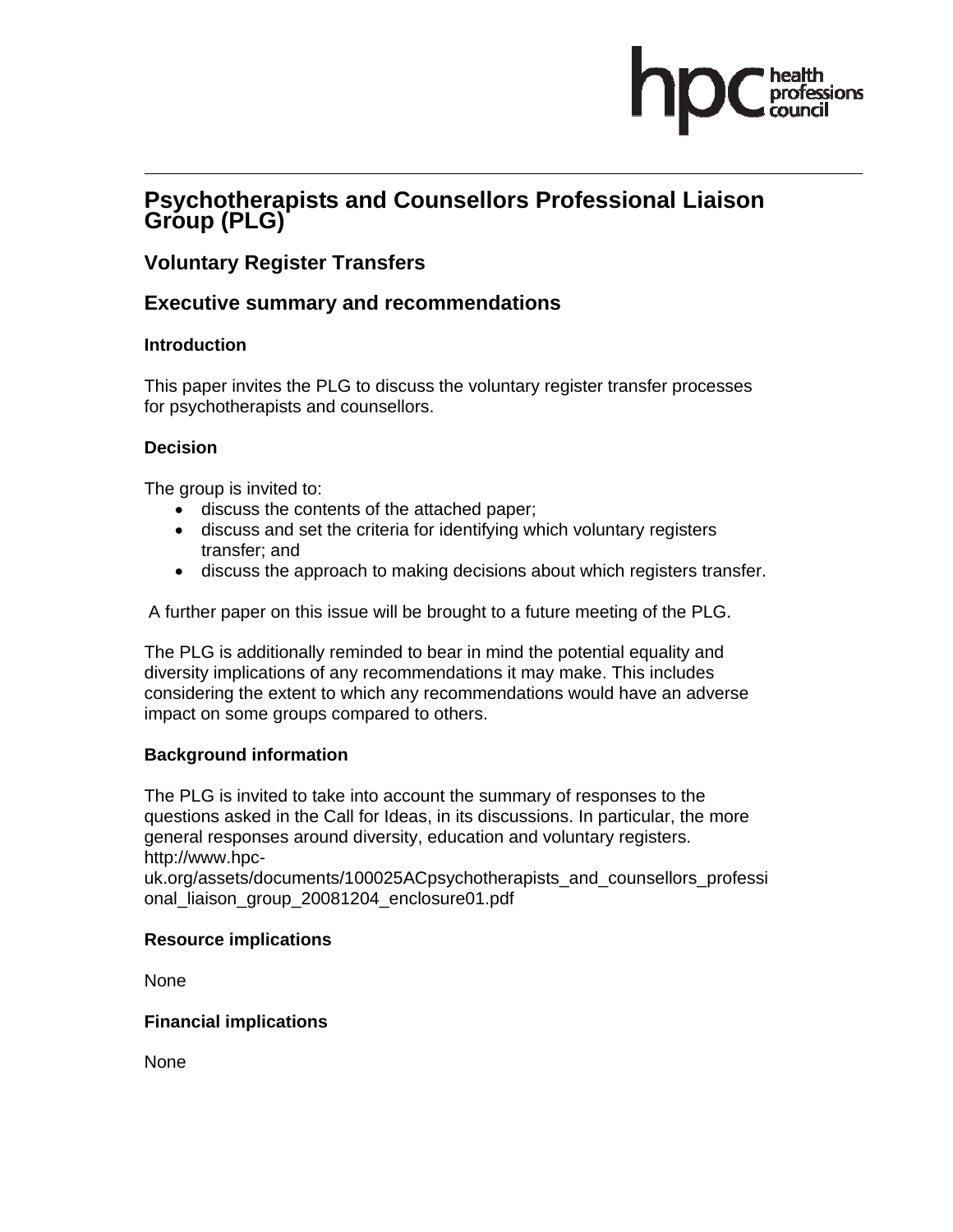# Psychotherapists and Counsellors Professional Liaison Group (PLG)

## Voluntary Register Transfers

## Executive summary and recommendations

### Introduction

This paper invites the PLG to discuss the voluntary register transfer processes for psychotherapists and counsellors.

### Decision

The group is invited to:

- discuss the contents of the attached paper;
- discuss and set the criteria for identifying which voluntary registers transfer; and
- discuss the approach to making decisions about which registers transfer.

A further paper on this issue will be brought to a future meeting of the PLG.

The PLG is additionally reminded to bear in mind the potential equality and diversity implications of any recommendations it may make. This includes considering the extent to which any recommendations would have an adverse impact on some groups compared to others.

### Background information

The PLG is invited to take into account the summary of responses to the questions asked in the Call for Ideas, in its discussions. In particular, the more general responses around diversity, education and voluntary registers. http://www.hpc-uk.org/assets/documents/100025ACpsychotherapists_and_counsellors_professional_liaison_group_20081204_enclosure01.pdf

### Resource implications

None

### Financial implications

None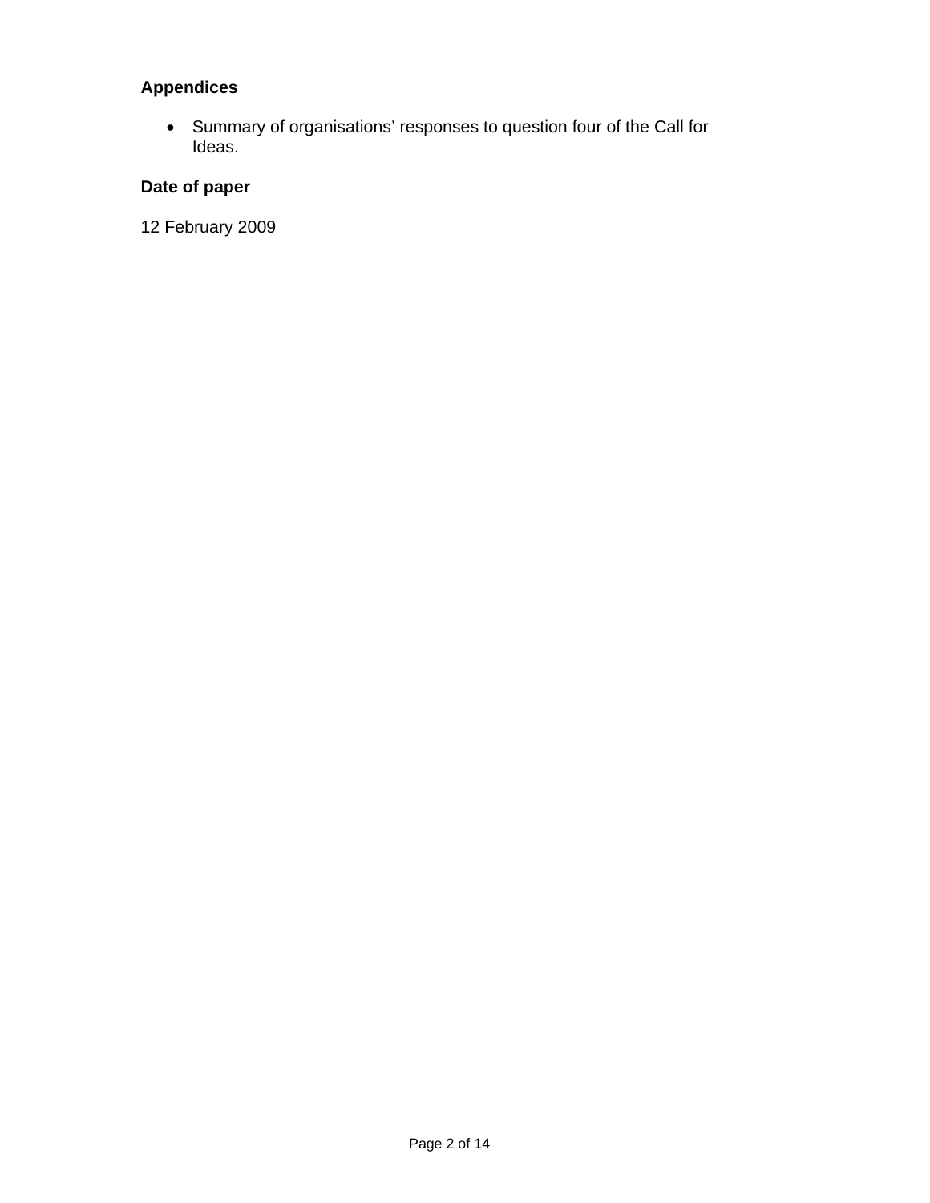**Appendices**

- Summary of organisations' responses to question four of the Call for Ideas.

**Date of paper**

12 February 2009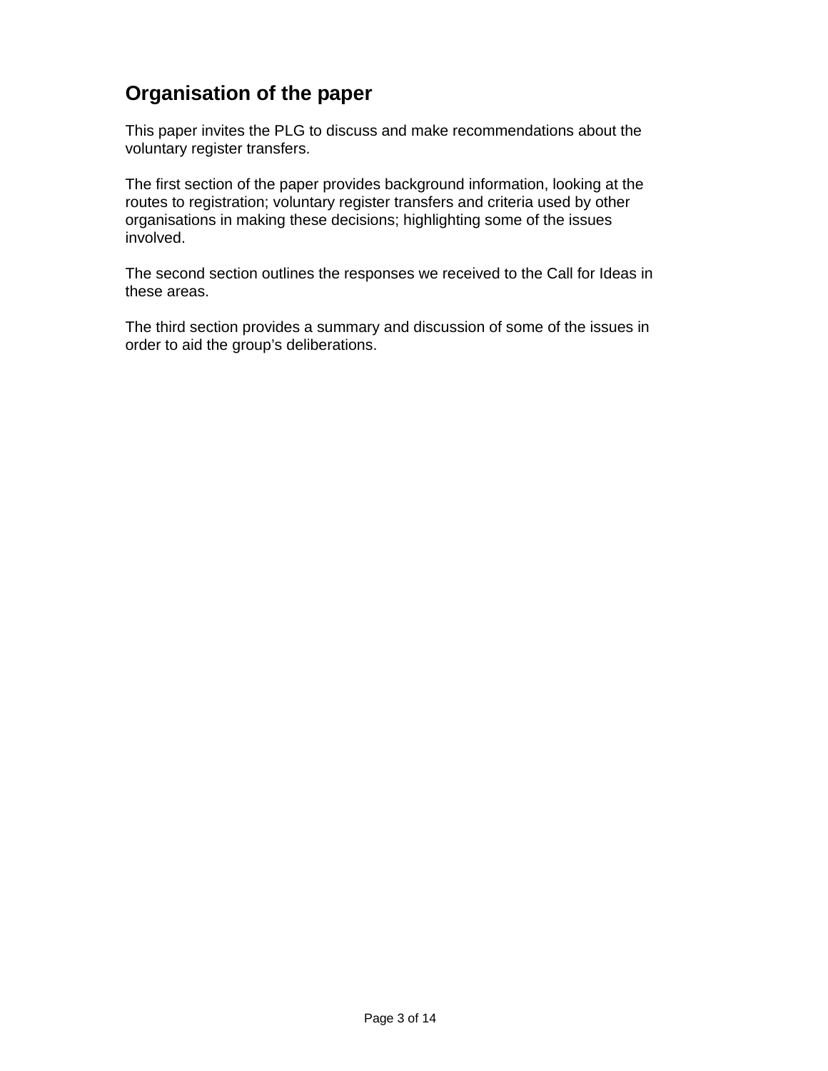## Organisation of the paper

This paper invites the PLG to discuss and make recommendations about the voluntary register transfers.

The first section of the paper provides background information, looking at the routes to registration; voluntary register transfers and criteria used by other organisations in making these decisions; highlighting some of the issues involved.

The second section outlines the responses we received to the Call for Ideas in these areas.

The third section provides a summary and discussion of some of the issues in order to aid the group's deliberations.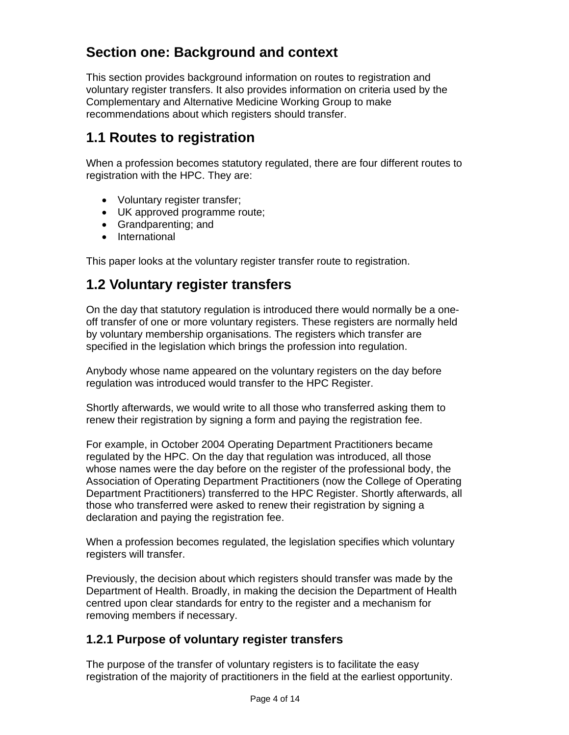# Section one: Background and context

This section provides background information on routes to registration and voluntary register transfers. It also provides information on criteria used by the Complementary and Alternative Medicine Working Group to make recommendations about which registers should transfer.

## 1.1 Routes to registration

When a profession becomes statutory regulated, there are four different routes to registration with the HPC. They are:

- Voluntary register transfer;
- UK approved programme route;
- Grandparenting; and
- International

This paper looks at the voluntary register transfer route to registration.

## 1.2 Voluntary register transfers

On the day that statutory regulation is introduced there would normally be a one-off transfer of one or more voluntary registers. These registers are normally held by voluntary membership organisations. The registers which transfer are specified in the legislation which brings the profession into regulation.

Anybody whose name appeared on the voluntary registers on the day before regulation was introduced would transfer to the HPC Register.

Shortly afterwards, we would write to all those who transferred asking them to renew their registration by signing a form and paying the registration fee.

For example, in October 2004 Operating Department Practitioners became regulated by the HPC. On the day that regulation was introduced, all those whose names were the day before on the register of the professional body, the Association of Operating Department Practitioners (now the College of Operating Department Practitioners) transferred to the HPC Register. Shortly afterwards, all those who transferred were asked to renew their registration by signing a declaration and paying the registration fee.

When a profession becomes regulated, the legislation specifies which voluntary registers will transfer.

Previously, the decision about which registers should transfer was made by the Department of Health. Broadly, in making the decision the Department of Health centred upon clear standards for entry to the register and a mechanism for removing members if necessary.

### 1.2.1 Purpose of voluntary register transfers

The purpose of the transfer of voluntary registers is to facilitate the easy registration of the majority of practitioners in the field at the earliest opportunity.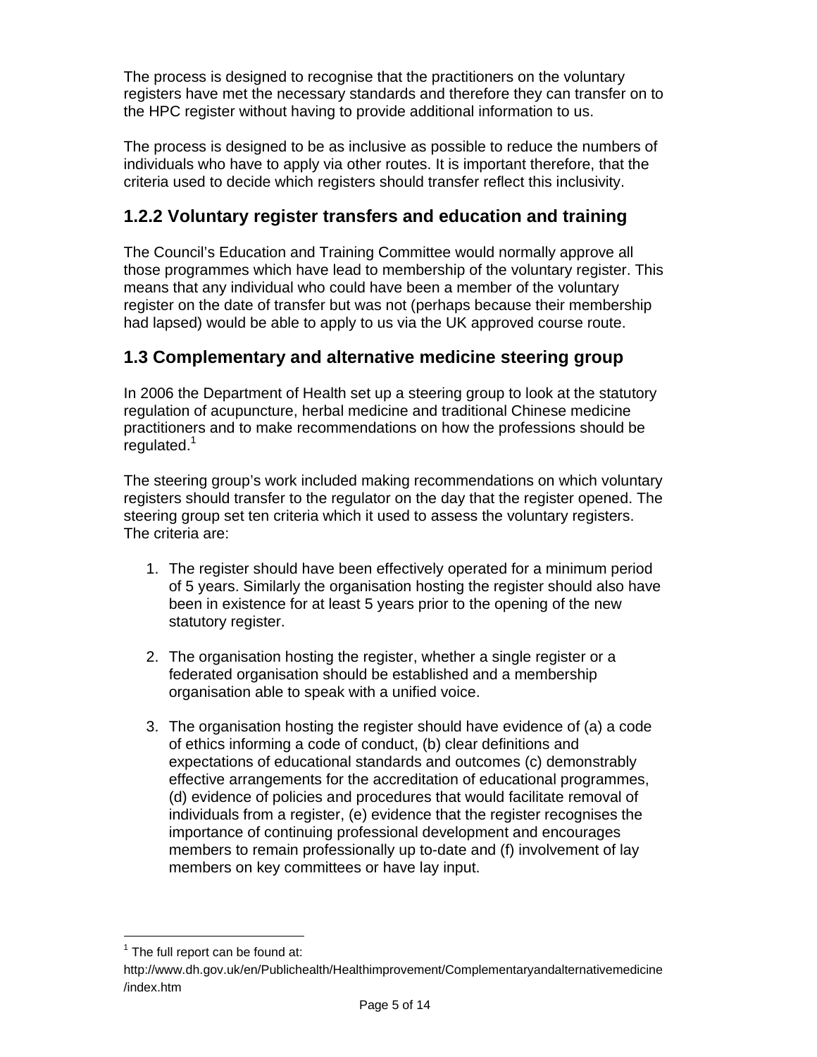The process is designed to recognise that the practitioners on the voluntary registers have met the necessary standards and therefore they can transfer on to the HPC register without having to provide additional information to us.

The process is designed to be as inclusive as possible to reduce the numbers of individuals who have to apply via other routes. It is important therefore, that the criteria used to decide which registers should transfer reflect this inclusivity.

### 1.2.2 Voluntary register transfers and education and training

The Council's Education and Training Committee would normally approve all those programmes which have lead to membership of the voluntary register. This means that any individual who could have been a member of the voluntary register on the date of transfer but was not (perhaps because their membership had lapsed) would be able to apply to us via the UK approved course route.

## 1.3 Complementary and alternative medicine steering group

In 2006 the Department of Health set up a steering group to look at the statutory regulation of acupuncture, herbal medicine and traditional Chinese medicine practitioners and to make recommendations on how the professions should be regulated.[1]

The steering group's work included making recommendations on which voluntary registers should transfer to the regulator on the day that the register opened. The steering group set ten criteria which it used to assess the voluntary registers. The criteria are:

1. The register should have been effectively operated for a minimum period of 5 years. Similarly the organisation hosting the register should also have been in existence for at least 5 years prior to the opening of the new statutory register.

2. The organisation hosting the register, whether a single register or a federated organisation should be established and a membership organisation able to speak with a unified voice.

3. The organisation hosting the register should have evidence of (a) a code of ethics informing a code of conduct, (b) clear definitions and expectations of educational standards and outcomes (c) demonstrably effective arrangements for the accreditation of educational programmes, (d) evidence of policies and procedures that would facilitate removal of individuals from a register, (e) evidence that the register recognises the importance of continuing professional development and encourages members to remain professionally up to-date and (f) involvement of lay members on key committees or have lay input.

---

[1] The full report can be found at: http://www.dh.gov.uk/en/Publichealth/Healthimprovement/Complementaryandalternativemedicine/index.htm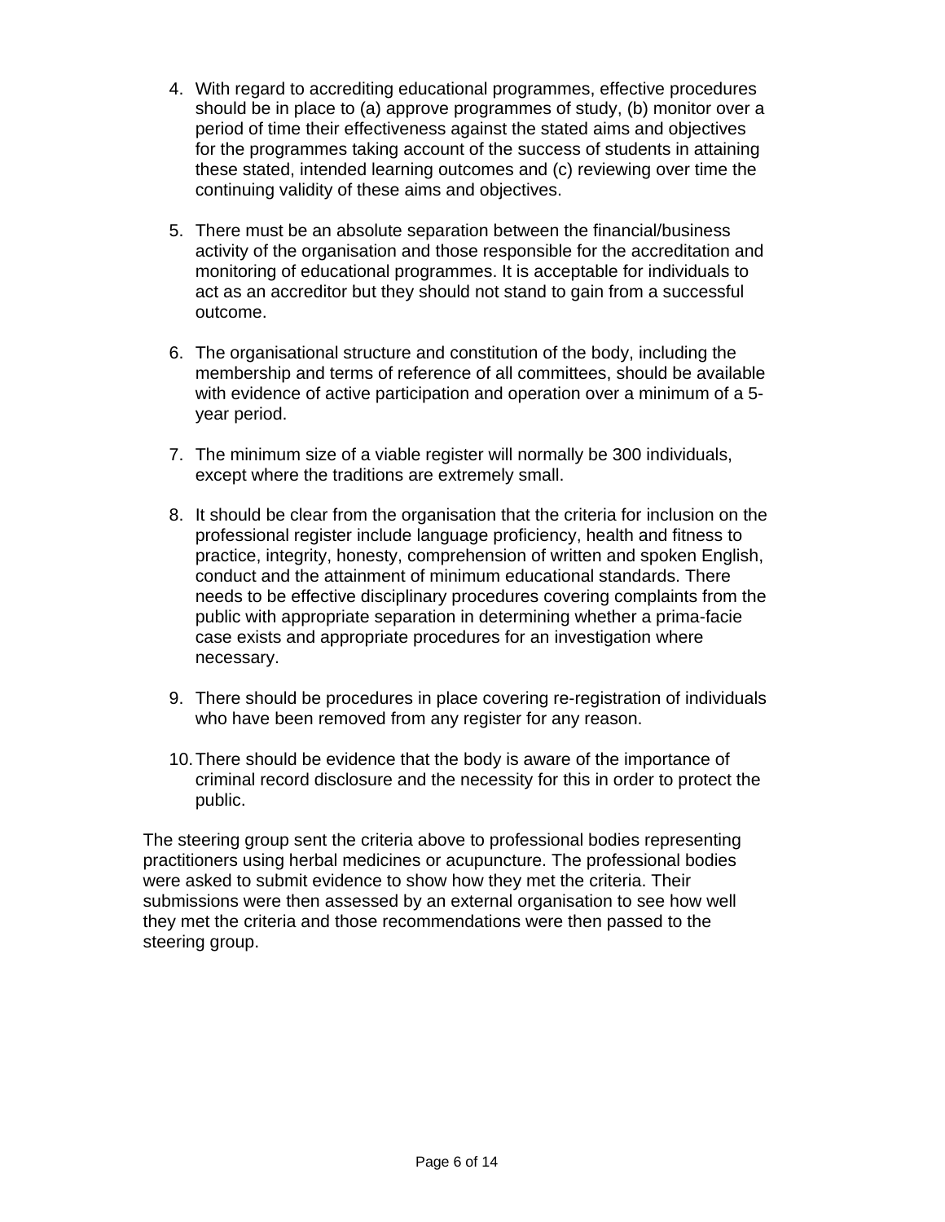4. With regard to accrediting educational programmes, effective procedures should be in place to (a) approve programmes of study, (b) monitor over a period of time their effectiveness against the stated aims and objectives for the programmes taking account of the success of students in attaining these stated, intended learning outcomes and (c) reviewing over time the continuing validity of these aims and objectives.

5. There must be an absolute separation between the financial/business activity of the organisation and those responsible for the accreditation and monitoring of educational programmes. It is acceptable for individuals to act as an accreditor but they should not stand to gain from a successful outcome.

6. The organisational structure and constitution of the body, including the membership and terms of reference of all committees, should be available with evidence of active participation and operation over a minimum of a 5-year period.

7. The minimum size of a viable register will normally be 300 individuals, except where the traditions are extremely small.

8. It should be clear from the organisation that the criteria for inclusion on the professional register include language proficiency, health and fitness to practice, integrity, honesty, comprehension of written and spoken English, conduct and the attainment of minimum educational standards. There needs to be effective disciplinary procedures covering complaints from the public with appropriate separation in determining whether a prima-facie case exists and appropriate procedures for an investigation where necessary.

9. There should be procedures in place covering re-registration of individuals who have been removed from any register for any reason.

10. There should be evidence that the body is aware of the importance of criminal record disclosure and the necessity for this in order to protect the public.

The steering group sent the criteria above to professional bodies representing practitioners using herbal medicines or acupuncture. The professional bodies were asked to submit evidence to show how they met the criteria. Their submissions were then assessed by an external organisation to see how well they met the criteria and those recommendations were then passed to the steering group.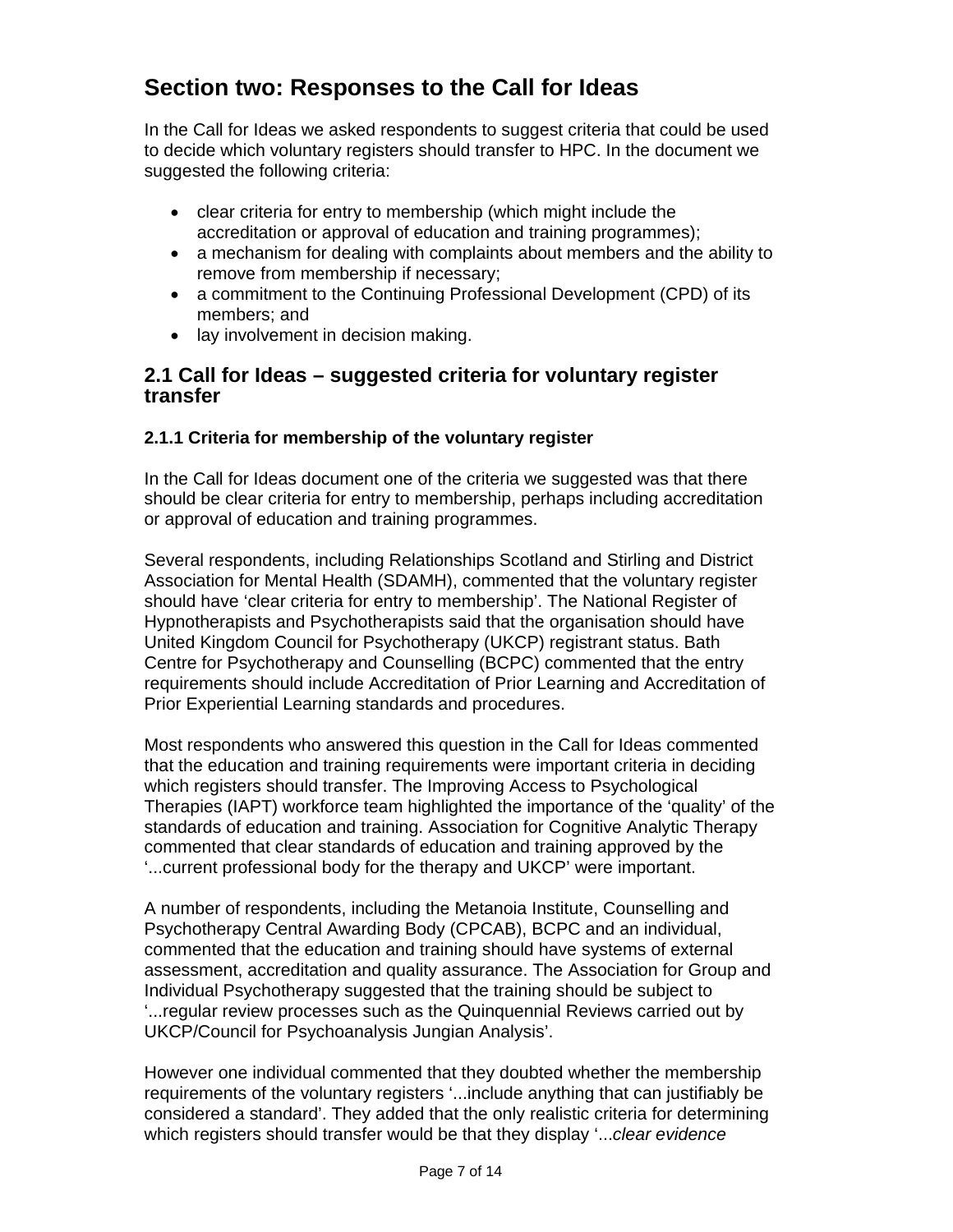## Section two: Responses to the Call for Ideas

In the Call for Ideas we asked respondents to suggest criteria that could be used to decide which voluntary registers should transfer to HPC. In the document we suggested the following criteria:

- clear criteria for entry to membership (which might include the accreditation or approval of education and training programmes);
- a mechanism for dealing with complaints about members and the ability to remove from membership if necessary;
- a commitment to the Continuing Professional Development (CPD) of its members; and
- lay involvement in decision making.

### 2.1 Call for Ideas – suggested criteria for voluntary register transfer

#### 2.1.1 Criteria for membership of the voluntary register

In the Call for Ideas document one of the criteria we suggested was that there should be clear criteria for entry to membership, perhaps including accreditation or approval of education and training programmes.

Several respondents, including Relationships Scotland and Stirling and District Association for Mental Health (SDAMH), commented that the voluntary register should have 'clear criteria for entry to membership'. The National Register of Hypnotherapists and Psychotherapists said that the organisation should have United Kingdom Council for Psychotherapy (UKCP) registrant status. Bath Centre for Psychotherapy and Counselling (BCPC) commented that the entry requirements should include Accreditation of Prior Learning and Accreditation of Prior Experiential Learning standards and procedures.

Most respondents who answered this question in the Call for Ideas commented that the education and training requirements were important criteria in deciding which registers should transfer. The Improving Access to Psychological Therapies (IAPT) workforce team highlighted the importance of the 'quality' of the standards of education and training. Association for Cognitive Analytic Therapy commented that clear standards of education and training approved by the '...current professional body for the therapy and UKCP' were important.

A number of respondents, including the Metanoia Institute, Counselling and Psychotherapy Central Awarding Body (CPCAB), BCPC and an individual, commented that the education and training should have systems of external assessment, accreditation and quality assurance. The Association for Group and Individual Psychotherapy suggested that the training should be subject to '...regular review processes such as the Quinquennial Reviews carried out by UKCP/Council for Psychoanalysis Jungian Analysis'.

However one individual commented that they doubted whether the membership requirements of the voluntary registers '...include anything that can justifiably be considered a standard'. They added that the only realistic criteria for determining which registers should transfer would be that they display '...*clear evidence*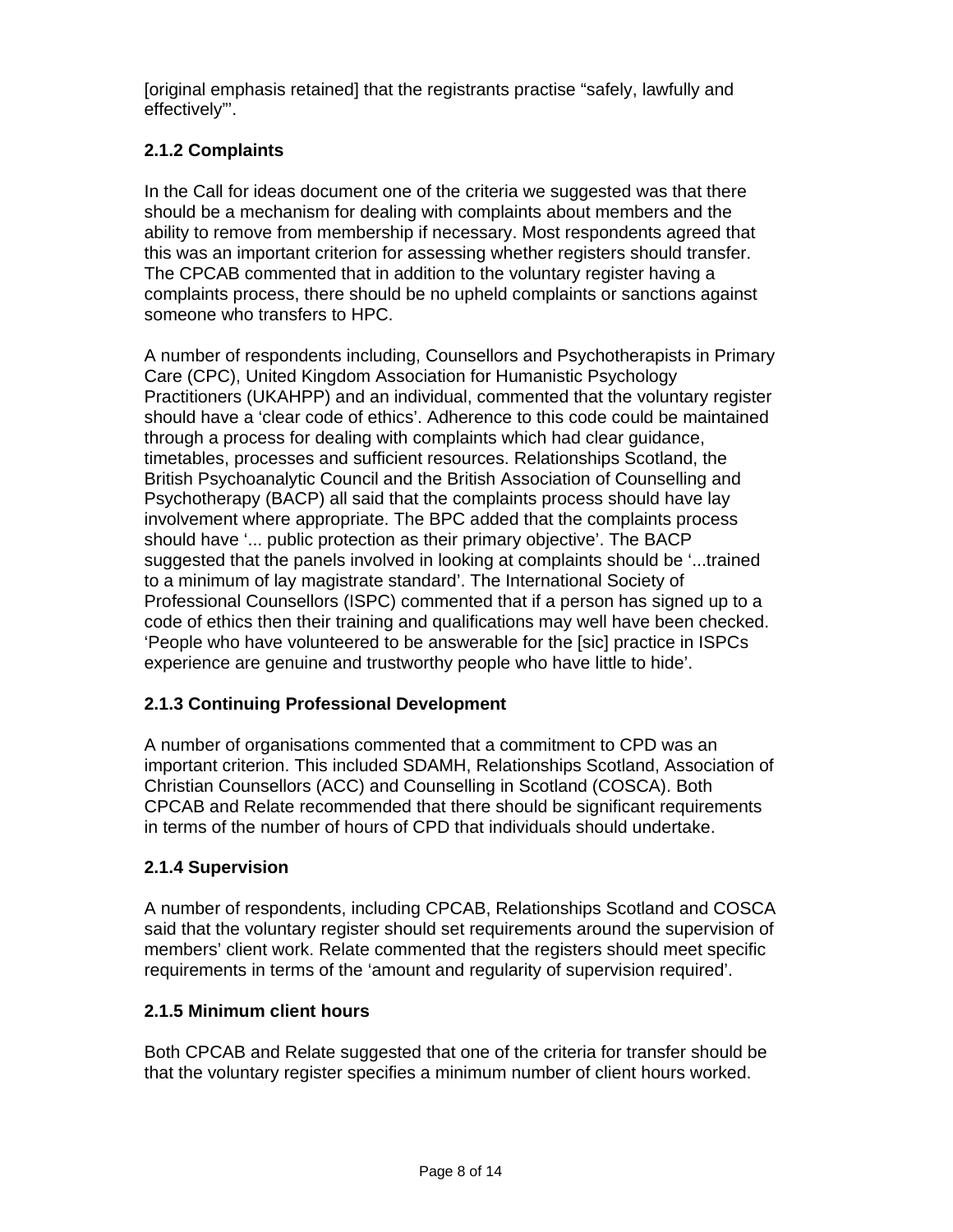[original emphasis retained] that the registrants practise “safely, lawfully and effectively”'.

### 2.1.2 Complaints

In the Call for ideas document one of the criteria we suggested was that there should be a mechanism for dealing with complaints about members and the ability to remove from membership if necessary. Most respondents agreed that this was an important criterion for assessing whether registers should transfer. The CPCAB commented that in addition to the voluntary register having a complaints process, there should be no upheld complaints or sanctions against someone who transfers to HPC.

A number of respondents including, Counsellors and Psychotherapists in Primary Care (CPC), United Kingdom Association for Humanistic Psychology Practitioners (UKAHPP) and an individual, commented that the voluntary register should have a ‘clear code of ethics’. Adherence to this code could be maintained through a process for dealing with complaints which had clear guidance, timetables, processes and sufficient resources. Relationships Scotland, the British Psychoanalytic Council and the British Association of Counselling and Psychotherapy (BACP) all said that the complaints process should have lay involvement where appropriate. The BPC added that the complaints process should have ‘... public protection as their primary objective’. The BACP suggested that the panels involved in looking at complaints should be ‘...trained to a minimum of lay magistrate standard’. The International Society of Professional Counsellors (ISPC) commented that if a person has signed up to a code of ethics then their training and qualifications may well have been checked. ‘People who have volunteered to be answerable for the [sic] practice in ISPCs experience are genuine and trustworthy people who have little to hide’.

### 2.1.3 Continuing Professional Development

A number of organisations commented that a commitment to CPD was an important criterion. This included SDAMH, Relationships Scotland, Association of Christian Counsellors (ACC) and Counselling in Scotland (COSCA). Both CPCAB and Relate recommended that there should be significant requirements in terms of the number of hours of CPD that individuals should undertake.

### 2.1.4 Supervision

A number of respondents, including CPCAB, Relationships Scotland and COSCA said that the voluntary register should set requirements around the supervision of members’ client work. Relate commented that the registers should meet specific requirements in terms of the ‘amount and regularity of supervision required’.

### 2.1.5 Minimum client hours

Both CPCAB and Relate suggested that one of the criteria for transfer should be that the voluntary register specifies a minimum number of client hours worked.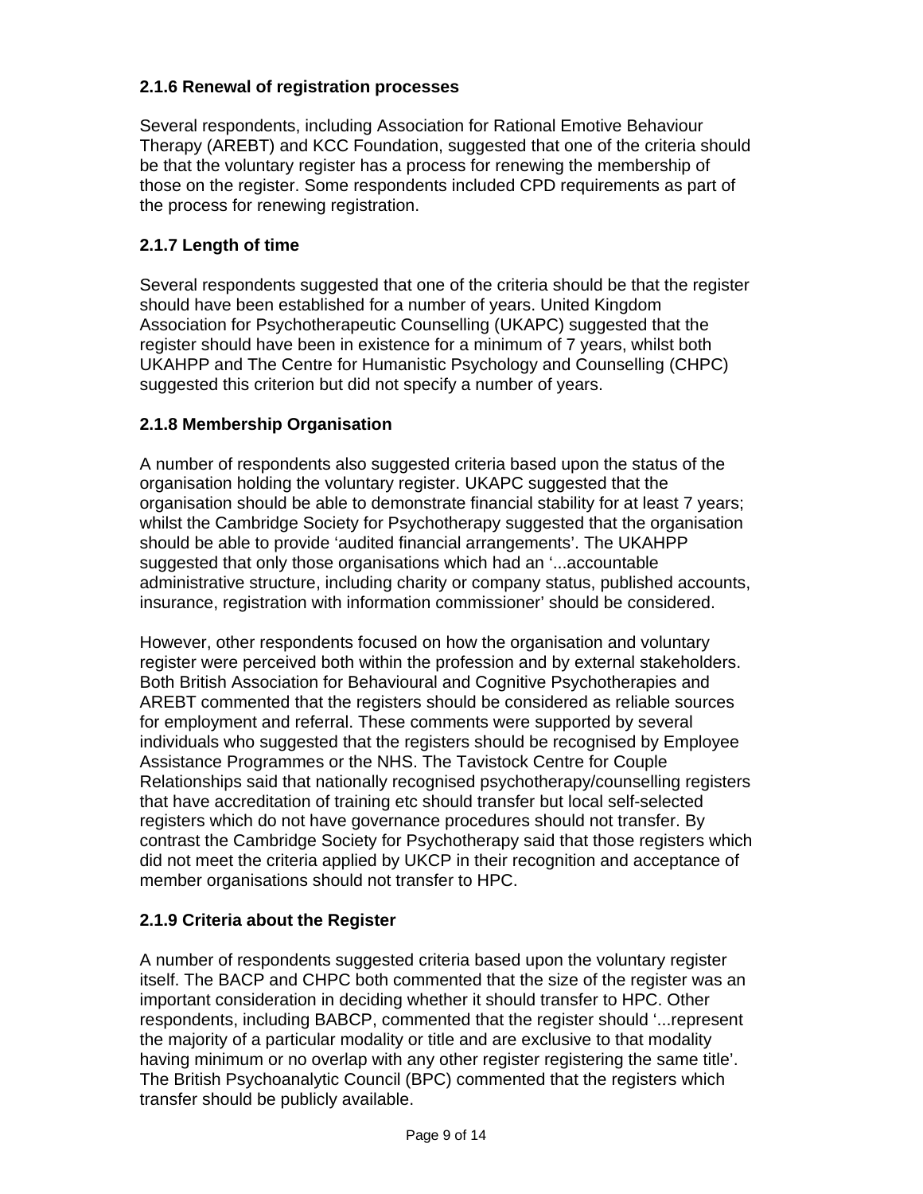### 2.1.6 Renewal of registration processes

Several respondents, including Association for Rational Emotive Behaviour Therapy (AREBT) and KCC Foundation, suggested that one of the criteria should be that the voluntary register has a process for renewing the membership of those on the register. Some respondents included CPD requirements as part of the process for renewing registration.

### 2.1.7 Length of time

Several respondents suggested that one of the criteria should be that the register should have been established for a number of years. United Kingdom Association for Psychotherapeutic Counselling (UKAPC) suggested that the register should have been in existence for a minimum of 7 years, whilst both UKAHPP and The Centre for Humanistic Psychology and Counselling (CHPC) suggested this criterion but did not specify a number of years.

### 2.1.8 Membership Organisation

A number of respondents also suggested criteria based upon the status of the organisation holding the voluntary register. UKAPC suggested that the organisation should be able to demonstrate financial stability for at least 7 years; whilst the Cambridge Society for Psychotherapy suggested that the organisation should be able to provide 'audited financial arrangements'. The UKAHPP suggested that only those organisations which had an '...accountable administrative structure, including charity or company status, published accounts, insurance, registration with information commissioner' should be considered.

However, other respondents focused on how the organisation and voluntary register were perceived both within the profession and by external stakeholders. Both British Association for Behavioural and Cognitive Psychotherapies and AREBT commented that the registers should be considered as reliable sources for employment and referral. These comments were supported by several individuals who suggested that the registers should be recognised by Employee Assistance Programmes or the NHS. The Tavistock Centre for Couple Relationships said that nationally recognised psychotherapy/counselling registers that have accreditation of training etc should transfer but local self-selected registers which do not have governance procedures should not transfer. By contrast the Cambridge Society for Psychotherapy said that those registers which did not meet the criteria applied by UKCP in their recognition and acceptance of member organisations should not transfer to HPC.

### 2.1.9 Criteria about the Register

A number of respondents suggested criteria based upon the voluntary register itself. The BACP and CHPC both commented that the size of the register was an important consideration in deciding whether it should transfer to HPC. Other respondents, including BABCP, commented that the register should '...represent the majority of a particular modality or title and are exclusive to that modality having minimum or no overlap with any other register registering the same title'. The British Psychoanalytic Council (BPC) commented that the registers which transfer should be publicly available.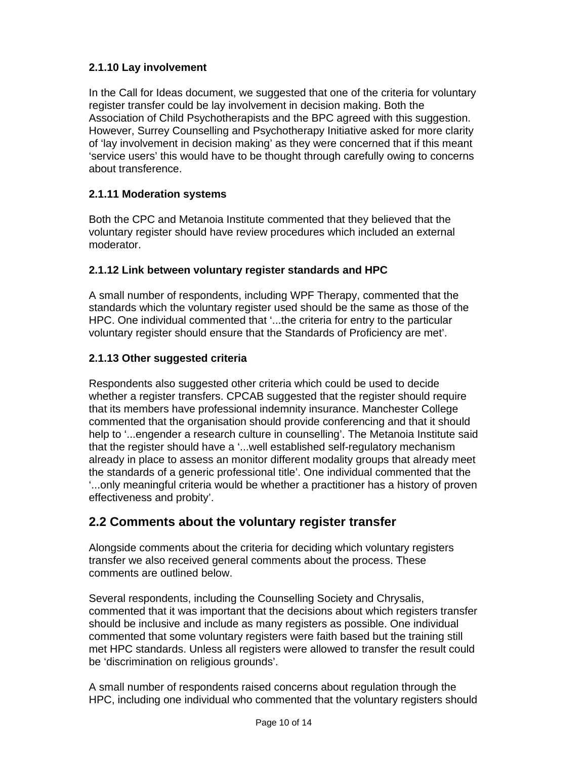### 2.1.10 Lay involvement

In the Call for Ideas document, we suggested that one of the criteria for voluntary register transfer could be lay involvement in decision making. Both the Association of Child Psychotherapists and the BPC agreed with this suggestion. However, Surrey Counselling and Psychotherapy Initiative asked for more clarity of 'lay involvement in decision making' as they were concerned that if this meant 'service users' this would have to be thought through carefully owing to concerns about transference.

### 2.1.11 Moderation systems

Both the CPC and Metanoia Institute commented that they believed that the voluntary register should have review procedures which included an external moderator.

### 2.1.12 Link between voluntary register standards and HPC

A small number of respondents, including WPF Therapy, commented that the standards which the voluntary register used should be the same as those of the HPC. One individual commented that '...the criteria for entry to the particular voluntary register should ensure that the Standards of Proficiency are met'.

### 2.1.13 Other suggested criteria

Respondents also suggested other criteria which could be used to decide whether a register transfers. CPCAB suggested that the register should require that its members have professional indemnity insurance. Manchester College commented that the organisation should provide conferencing and that it should help to '...engender a research culture in counselling'. The Metanoia Institute said that the register should have a '...well established self-regulatory mechanism already in place to assess an monitor different modality groups that already meet the standards of a generic professional title'. One individual commented that the '...only meaningful criteria would be whether a practitioner has a history of proven effectiveness and probity'.

## 2.2 Comments about the voluntary register transfer

Alongside comments about the criteria for deciding which voluntary registers transfer we also received general comments about the process. These comments are outlined below.

Several respondents, including the Counselling Society and Chrysalis, commented that it was important that the decisions about which registers transfer should be inclusive and include as many registers as possible. One individual commented that some voluntary registers were faith based but the training still met HPC standards. Unless all registers were allowed to transfer the result could be 'discrimination on religious grounds'.

A small number of respondents raised concerns about regulation through the HPC, including one individual who commented that the voluntary registers should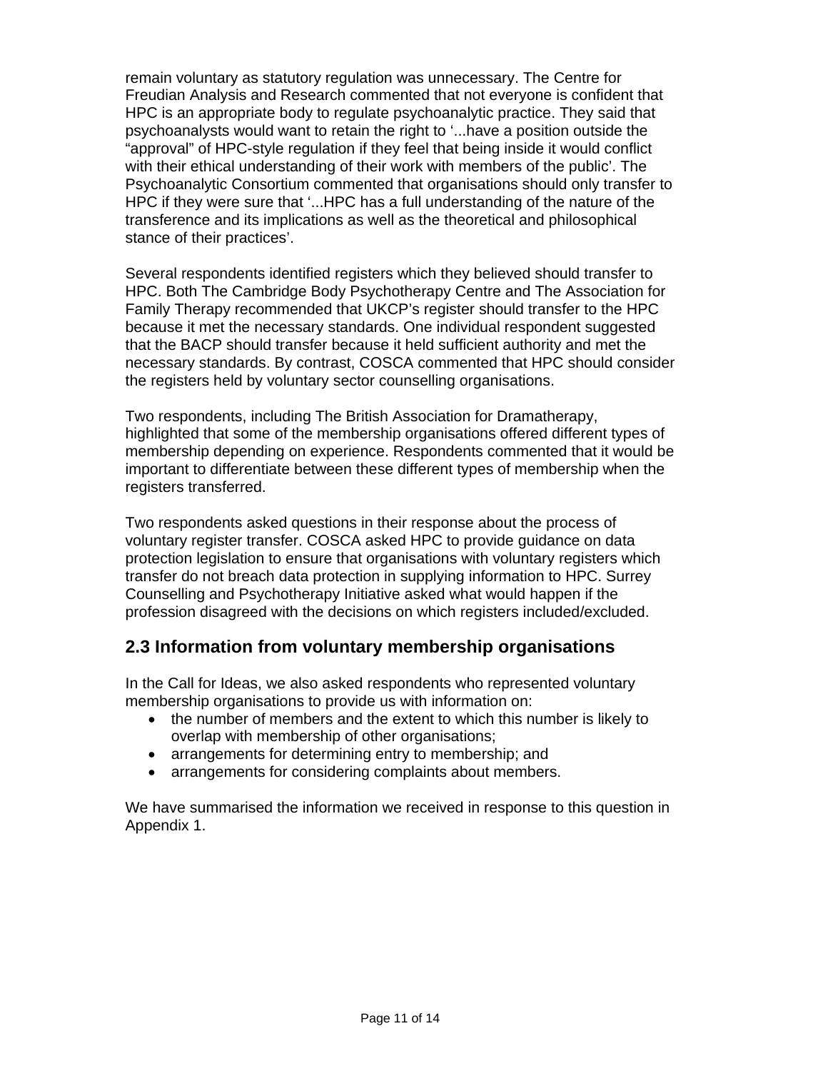remain voluntary as statutory regulation was unnecessary. The Centre for Freudian Analysis and Research commented that not everyone is confident that HPC is an appropriate body to regulate psychoanalytic practice. They said that psychoanalysts would want to retain the right to '...have a position outside the "approval" of HPC-style regulation if they feel that being inside it would conflict with their ethical understanding of their work with members of the public'. The Psychoanalytic Consortium commented that organisations should only transfer to HPC if they were sure that '...HPC has a full understanding of the nature of the transference and its implications as well as the theoretical and philosophical stance of their practices'.

Several respondents identified registers which they believed should transfer to HPC. Both The Cambridge Body Psychotherapy Centre and The Association for Family Therapy recommended that UKCP's register should transfer to the HPC because it met the necessary standards. One individual respondent suggested that the BACP should transfer because it held sufficient authority and met the necessary standards. By contrast, COSCA commented that HPC should consider the registers held by voluntary sector counselling organisations.

Two respondents, including The British Association for Dramatherapy, highlighted that some of the membership organisations offered different types of membership depending on experience. Respondents commented that it would be important to differentiate between these different types of membership when the registers transferred.

Two respondents asked questions in their response about the process of voluntary register transfer. COSCA asked HPC to provide guidance on data protection legislation to ensure that organisations with voluntary registers which transfer do not breach data protection in supplying information to HPC. Surrey Counselling and Psychotherapy Initiative asked what would happen if the profession disagreed with the decisions on which registers included/excluded.

## 2.3 Information from voluntary membership organisations

In the Call for Ideas, we also asked respondents who represented voluntary membership organisations to provide us with information on:

- the number of members and the extent to which this number is likely to overlap with membership of other organisations;
- arrangements for determining entry to membership; and
- arrangements for considering complaints about members.

We have summarised the information we received in response to this question in Appendix 1.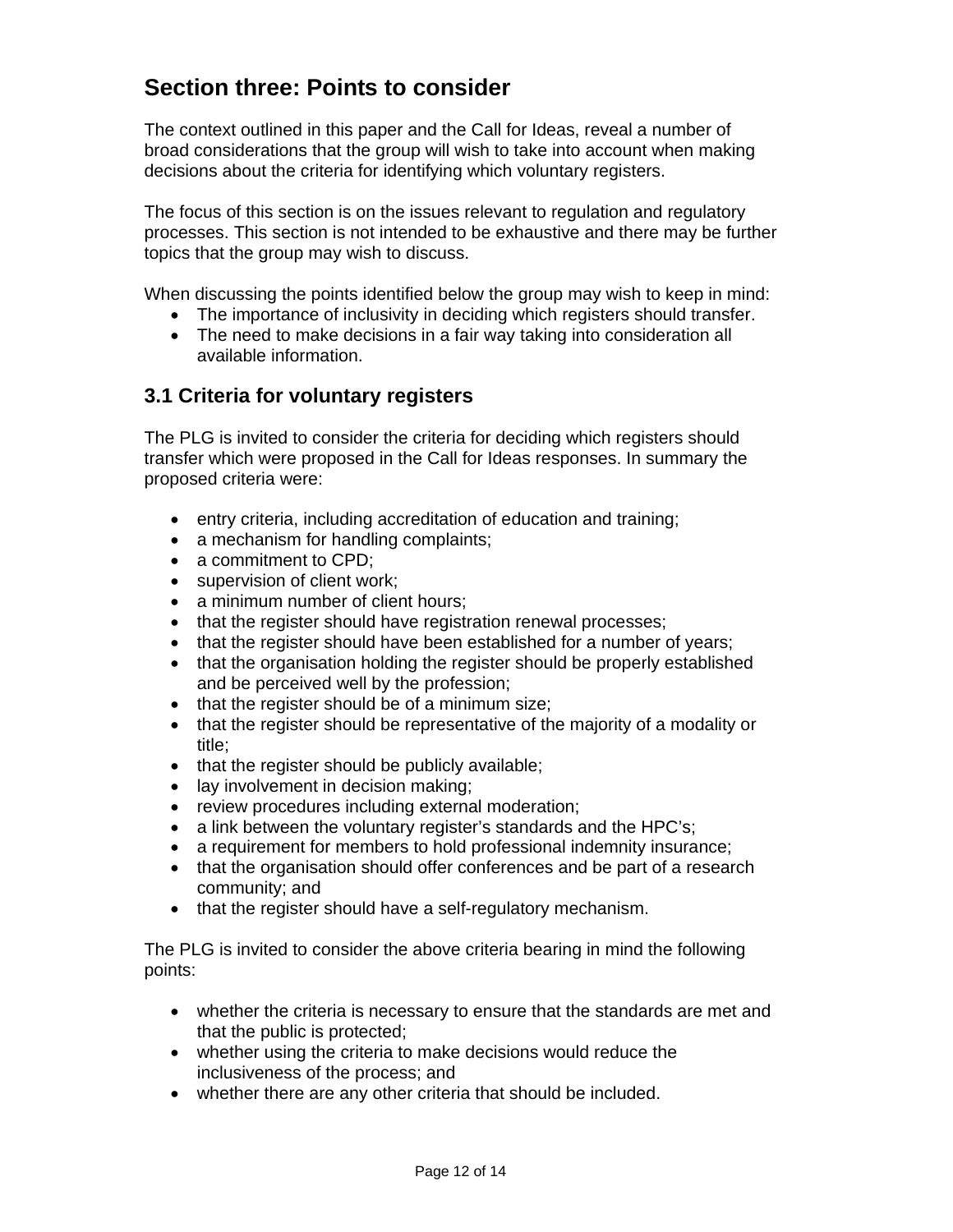## Section three: Points to consider

The context outlined in this paper and the Call for Ideas, reveal a number of broad considerations that the group will wish to take into account when making decisions about the criteria for identifying which voluntary registers.

The focus of this section is on the issues relevant to regulation and regulatory processes. This section is not intended to be exhaustive and there may be further topics that the group may wish to discuss.

When discussing the points identified below the group may wish to keep in mind:

- The importance of inclusivity in deciding which registers should transfer.
- The need to make decisions in a fair way taking into consideration all available information.

### 3.1 Criteria for voluntary registers

The PLG is invited to consider the criteria for deciding which registers should transfer which were proposed in the Call for Ideas responses. In summary the proposed criteria were:

- entry criteria, including accreditation of education and training;
- a mechanism for handling complaints;
- a commitment to CPD;
- supervision of client work;
- a minimum number of client hours;
- that the register should have registration renewal processes;
- that the register should have been established for a number of years;
- that the organisation holding the register should be properly established and be perceived well by the profession;
- that the register should be of a minimum size;
- that the register should be representative of the majority of a modality or title;
- that the register should be publicly available;
- lay involvement in decision making;
- review procedures including external moderation;
- a link between the voluntary register's standards and the HPC's;
- a requirement for members to hold professional indemnity insurance;
- that the organisation should offer conferences and be part of a research community; and
- that the register should have a self-regulatory mechanism.

The PLG is invited to consider the above criteria bearing in mind the following points:

- whether the criteria is necessary to ensure that the standards are met and that the public is protected;
- whether using the criteria to make decisions would reduce the inclusiveness of the process; and
- whether there are any other criteria that should be included.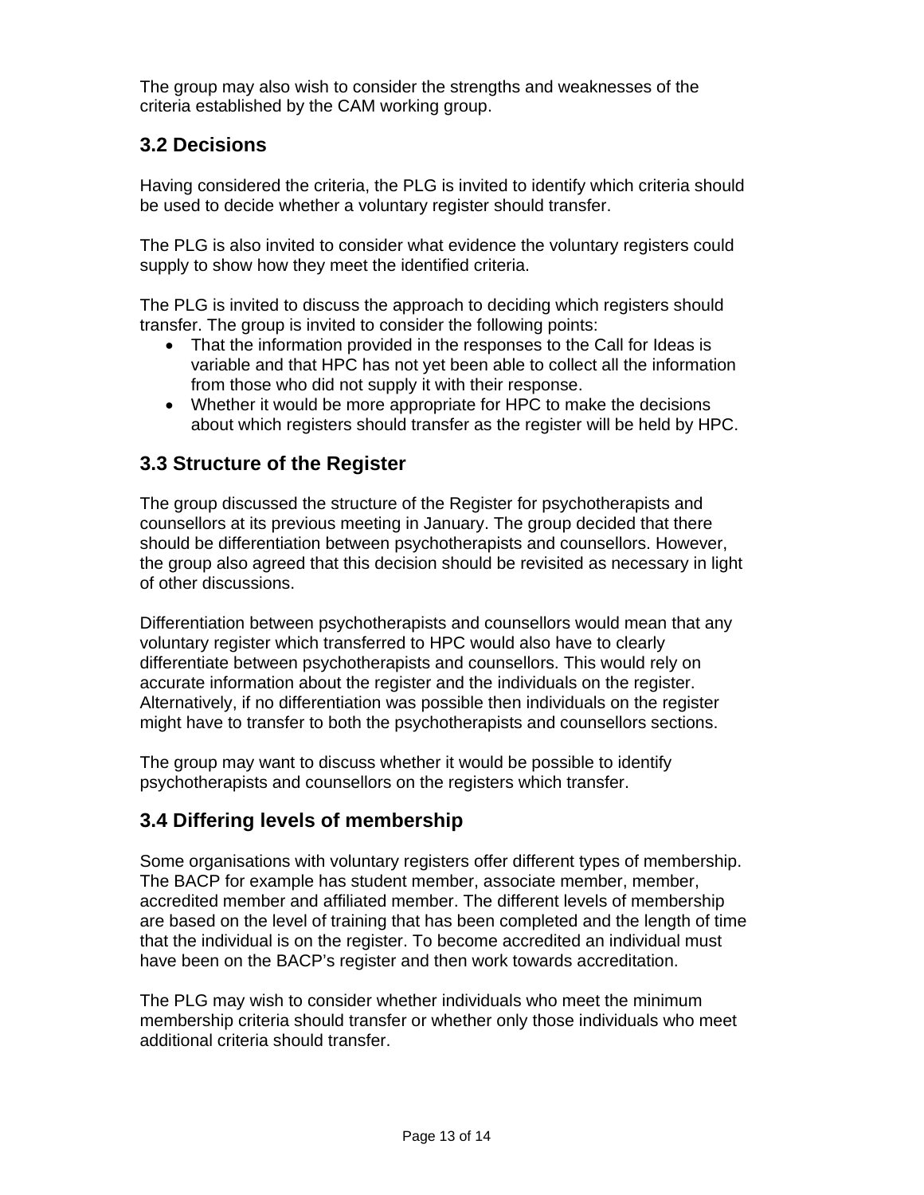The group may also wish to consider the strengths and weaknesses of the criteria established by the CAM working group.

## 3.2 Decisions

Having considered the criteria, the PLG is invited to identify which criteria should be used to decide whether a voluntary register should transfer.

The PLG is also invited to consider what evidence the voluntary registers could supply to show how they meet the identified criteria.

The PLG is invited to discuss the approach to deciding which registers should transfer. The group is invited to consider the following points:

- That the information provided in the responses to the Call for Ideas is variable and that HPC has not yet been able to collect all the information from those who did not supply it with their response.
- Whether it would be more appropriate for HPC to make the decisions about which registers should transfer as the register will be held by HPC.

## 3.3 Structure of the Register

The group discussed the structure of the Register for psychotherapists and counsellors at its previous meeting in January. The group decided that there should be differentiation between psychotherapists and counsellors. However, the group also agreed that this decision should be revisited as necessary in light of other discussions.

Differentiation between psychotherapists and counsellors would mean that any voluntary register which transferred to HPC would also have to clearly differentiate between psychotherapists and counsellors. This would rely on accurate information about the register and the individuals on the register. Alternatively, if no differentiation was possible then individuals on the register might have to transfer to both the psychotherapists and counsellors sections.

The group may want to discuss whether it would be possible to identify psychotherapists and counsellors on the registers which transfer.

## 3.4 Differing levels of membership

Some organisations with voluntary registers offer different types of membership. The BACP for example has student member, associate member, member, accredited member and affiliated member. The different levels of membership are based on the level of training that has been completed and the length of time that the individual is on the register. To become accredited an individual must have been on the BACP's register and then work towards accreditation.

The PLG may wish to consider whether individuals who meet the minimum membership criteria should transfer or whether only those individuals who meet additional criteria should transfer.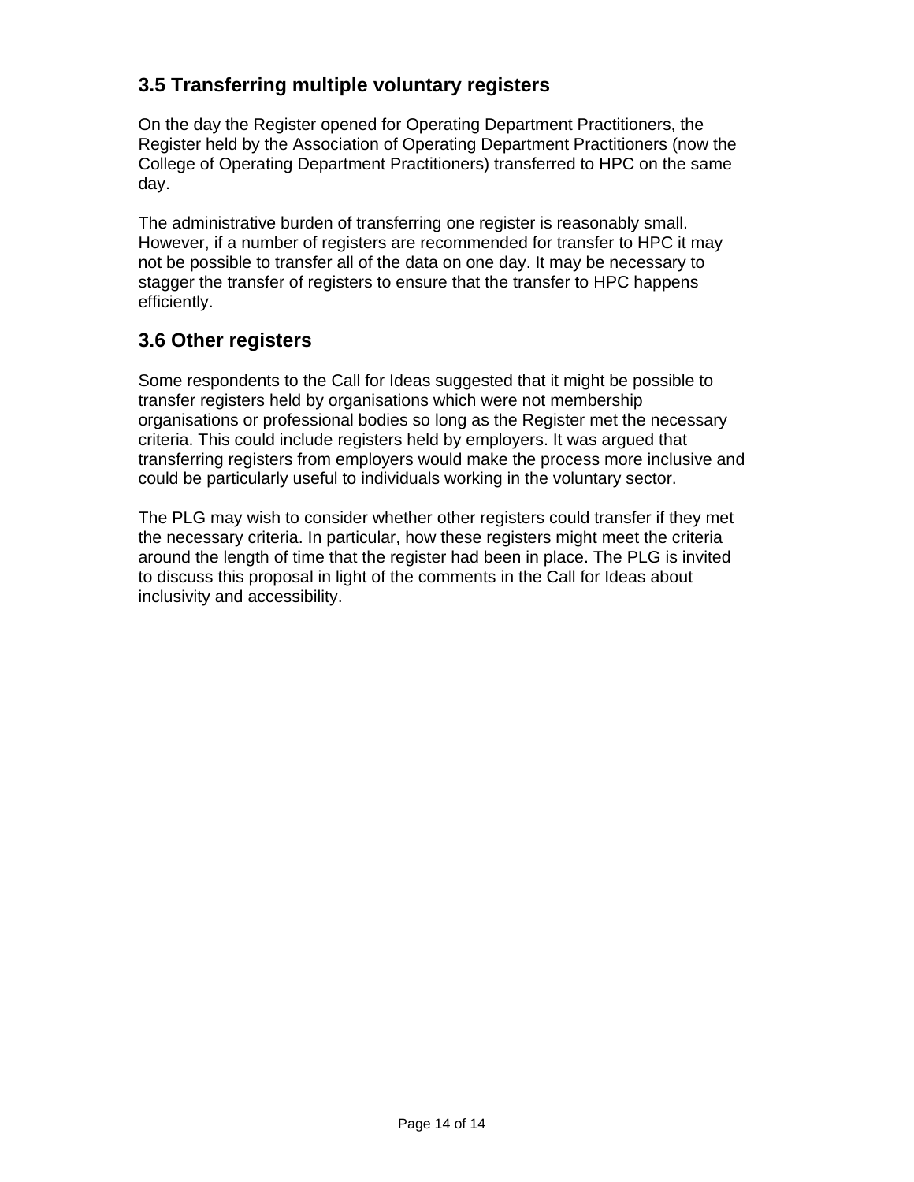### 3.5 Transferring multiple voluntary registers

On the day the Register opened for Operating Department Practitioners, the Register held by the Association of Operating Department Practitioners (now the College of Operating Department Practitioners) transferred to HPC on the same day.

The administrative burden of transferring one register is reasonably small. However, if a number of registers are recommended for transfer to HPC it may not be possible to transfer all of the data on one day. It may be necessary to stagger the transfer of registers to ensure that the transfer to HPC happens efficiently.

### 3.6 Other registers

Some respondents to the Call for Ideas suggested that it might be possible to transfer registers held by organisations which were not membership organisations or professional bodies so long as the Register met the necessary criteria. This could include registers held by employers. It was argued that transferring registers from employers would make the process more inclusive and could be particularly useful to individuals working in the voluntary sector.

The PLG may wish to consider whether other registers could transfer if they met the necessary criteria. In particular, how these registers might meet the criteria around the length of time that the register had been in place. The PLG is invited to discuss this proposal in light of the comments in the Call for Ideas about inclusivity and accessibility.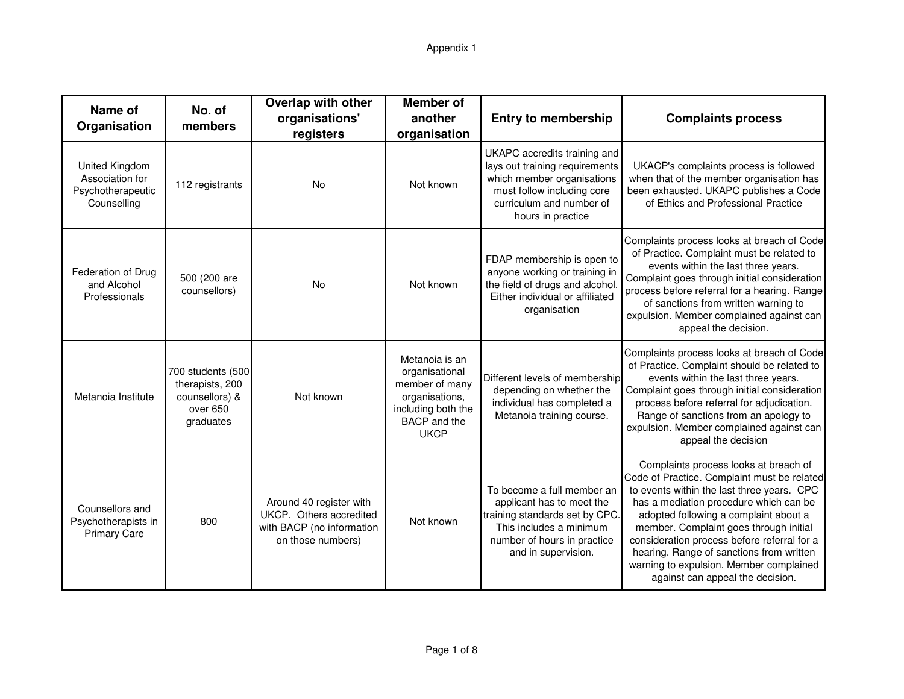Appendix 1

| Name of Organisation | No. of members | Overlap with other organisations' registers | Member of another organisation | Entry to membership | Complaints process |
|---|---|---|---|---|---|
| United Kingdom Association for Psychotherapeutic Counselling | 112 registrants | No | Not known | UKAPC accredits training and lays out training requirements which member organisations must follow including core curriculum and number of hours in practice | UKACP's complaints process is followed when that of the member organisation has been exhausted. UKAPC publishes a Code of Ethics and Professional Practice |
| Federation of Drug and Alcohol Professionals | 500 (200 are counsellors) | No | Not known | FDAP membership is open to anyone working or training in the field of drugs and alcohol. Either individual or affiliated organisation | Complaints process looks at breach of Code of Practice. Complaint must be related to events within the last three years. Complaint goes through initial consideration process before referral for a hearing. Range of sanctions from written warning to expulsion. Member complained against can appeal the decision. |
| Metanoia Institute | 700 students (500 therapists, 200 counsellors) & over 650 graduates | Not known | Metanoia is an organisational member of many organisations, including both the BACP and the UKCP | Different levels of membership depending on whether the individual has completed a Metanoia training course. | Complaints process looks at breach of Code of Practice. Complaint should be related to events within the last three years. Complaint goes through initial consideration process before referral for adjudication. Range of sanctions from an apology to expulsion. Member complained against can appeal the decision |
| Counsellors and Psychotherapists in Primary Care | 800 | Around 40 register with UKCP. Others accredited with BACP (no information on those numbers) | Not known | To become a full member an applicant has to meet the training standards set by CPC. This includes a minimum number of hours in practice and in supervision. | Complaints process looks at breach of Code of Practice. Complaint must be related to events within the last three years. CPC has a mediation procedure which can be adopted following a complaint about a member. Complaint goes through initial consideration process before referral for a hearing. Range of sanctions from written warning to expulsion. Member complained against can appeal the decision. |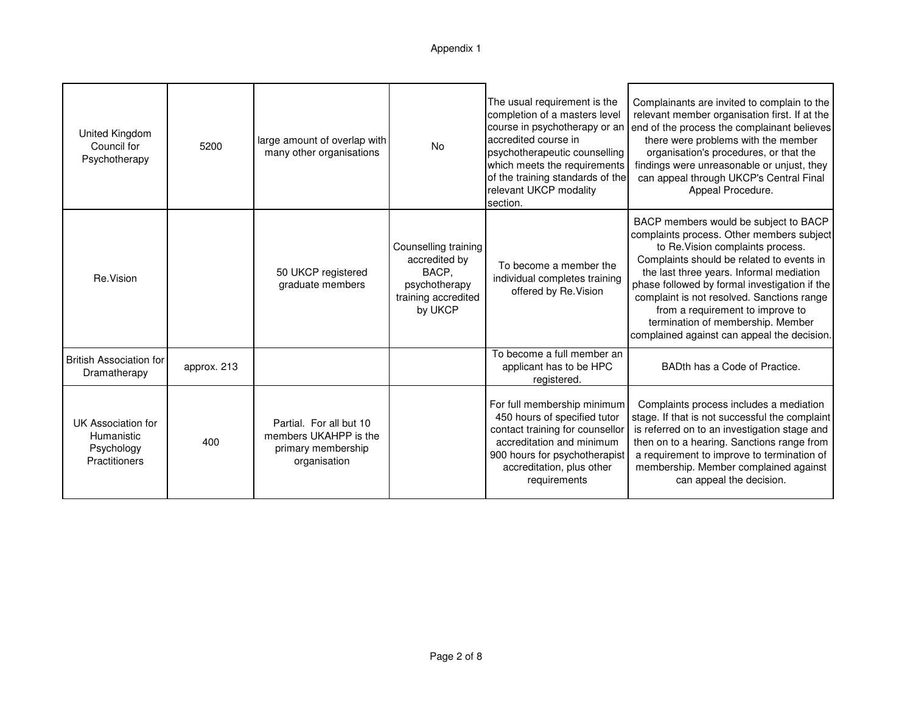Appendix 1

| | | | | | |
|---|---|---|---|---|---|
| United Kingdom Council for Psychotherapy | 5200 | large amount of overlap with many other organisations | No | The usual requirement is the completion of a masters level course in psychotherapy or an accredited course in psychotherapeutic counselling which meets the requirements of the training standards of the relevant UKCP modality section. | Complainants are invited to complain to the relevant member organisation first. If at the end of the process the complainant believes there were problems with the member organisation's procedures, or that the findings were unreasonable or unjust, they can appeal through UKCP's Central Final Appeal Procedure. |
| Re.Vision | | 50 UKCP registered graduate members | Counselling training accredited by BACP, psychotherapy training accredited by UKCP | To become a member the individual completes training offered by Re.Vision | BACP members would be subject to BACP complaints process. Other members subject to Re.Vision complaints process. Complaints should be related to events in the last three years. Informal mediation phase followed by formal investigation if the complaint is not resolved. Sanctions range from a requirement to improve to termination of membership. Member complained against can appeal the decision. |
| British Association for Dramatherapy | approx. 213 | | | To become a full member an applicant has to be HPC registered. | BADth has a Code of Practice. |
| UK Association for Humanistic Psychology Practitioners | 400 | Partial. For all but 10 members UKAHPP is the primary membership organisation | | For full membership minimum 450 hours of specified tutor contact training for counsellor accreditation and minimum 900 hours for psychotherapist accreditation, plus other requirements | Complaints process includes a mediation stage. If that is not successful the complaint is referred on to an investigation stage and then on to a hearing. Sanctions range from a requirement to improve to termination of membership. Member complained against can appeal the decision. |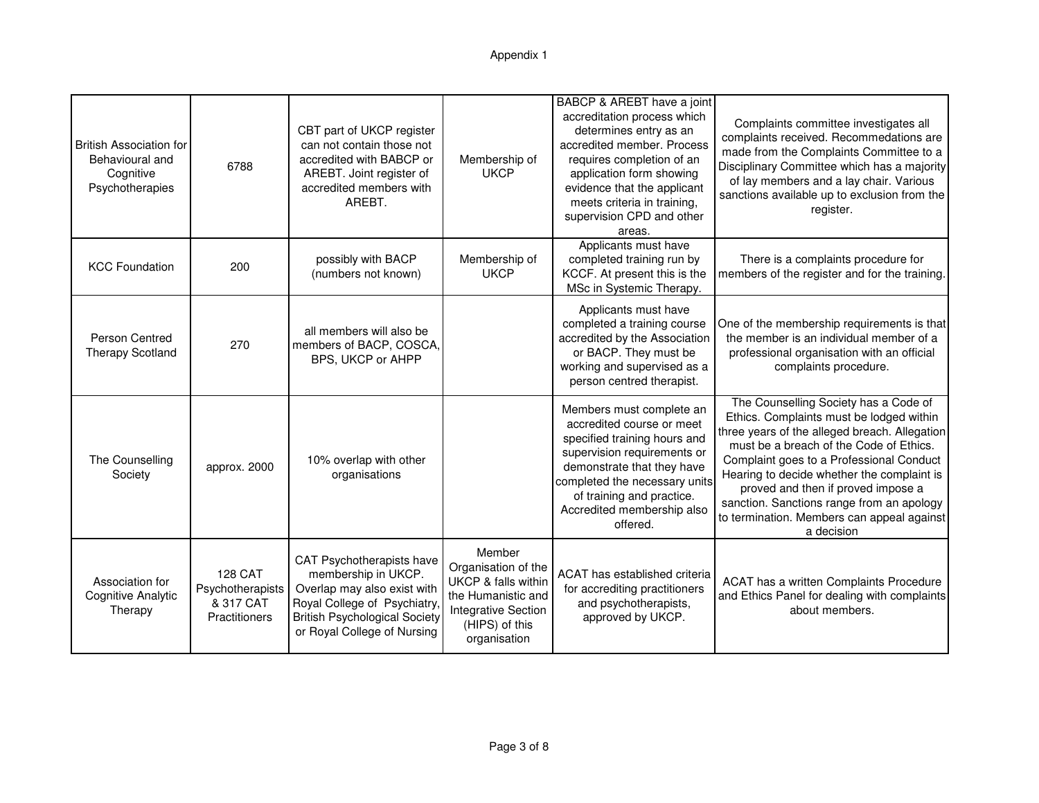Appendix 1

| | | | | | |
|---|---|---|---|---|---|
| British Association for Behavioural and Cognitive Psychotherapies | 6788 | CBT part of UKCP register can not contain those not accredited with BABCP or AREBT. Joint register of accredited members with AREBT. | Membership of UKCP | BABCP & AREBT have a joint accreditation process which determines entry as an accredited member. Process requires completion of an application form showing evidence that the applicant meets criteria in training, supervision CPD and other areas. | Complaints committee investigates all complaints received. Recommedations are made from the Complaints Committee to a Disciplinary Committee which has a majority of lay members and a lay chair. Various sanctions available up to exclusion from the register. |
| KCC Foundation | 200 | possibly with BACP (numbers not known) | Membership of UKCP | Applicants must have completed training run by KCCF. At present this is the MSc in Systemic Therapy. | There is a complaints procedure for members of the register and for the training. |
| Person Centred Therapy Scotland | 270 | all members will also be members of BACP, COSCA, BPS, UKCP or AHPP | | Applicants must have completed a training course accredited by the Association or BACP. They must be working and supervised as a person centred therapist. | One of the membership requirements is that the member is an individual member of a professional organisation with an official complaints procedure. |
| The Counselling Society | approx. 2000 | 10% overlap with other organisations | | Members must complete an accredited course or meet specified training hours and supervision requirements or demonstrate that they have completed the necessary units of training and practice. Accredited membership also offered. | The Counselling Society has a Code of Ethics. Complaints must be lodged within three years of the alleged breach. Allegation must be a breach of the Code of Ethics. Complaint goes to a Professional Conduct Hearing to decide whether the complaint is proved and then if proved impose a sanction. Sanctions range from an apology to termination. Members can appeal against a decision |
| Association for Cognitive Analytic Therapy | 128 CAT Psychotherapists & 317 CAT Practitioners | CAT Psychotherapists have membership in UKCP. Overlap may also exist with Royal College of Psychiatry, British Psychological Society or Royal College of Nursing | Member Organisation of the UKCP & falls within the Humanistic and Integrative Section (HIPS) of this organisation | ACAT has established criteria for accrediting practitioners and psychotherapists, approved by UKCP. | ACAT has a written Complaints Procedure and Ethics Panel for dealing with complaints about members. |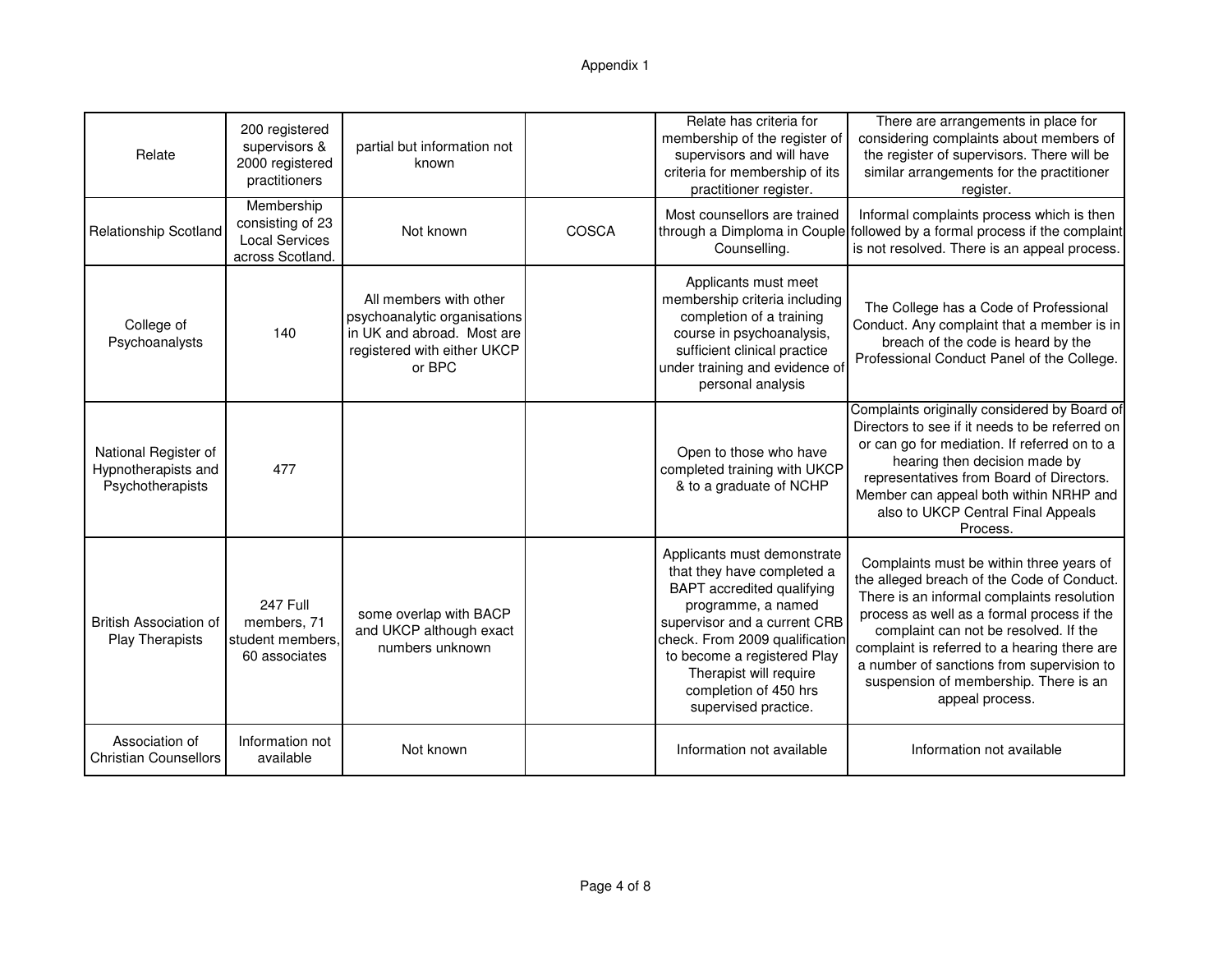Appendix 1

| | | | | | |
|---|---|---|---|---|---|
| Relate | 200 registered supervisors & 2000 registered practitioners | partial but information not known | | Relate has criteria for membership of the register of supervisors and will have criteria for membership of its practitioner register. | There are arrangements in place for considering complaints about members of the register of supervisors. There will be similar arrangements for the practitioner register. |
| Relationship Scotland | Membership consisting of 23 Local Services across Scotland. | Not known | COSCA | Most counsellors are trained through a Dimploma in Couple Counselling. | Informal complaints process which is then followed by a formal process if the complaint is not resolved. There is an appeal process. |
| College of Psychoanalysts | 140 | All members with other psychoanalytic organisations in UK and abroad. Most are registered with either UKCP or BPC | | Applicants must meet membership criteria including completion of a training course in psychoanalysis, sufficient clinical practice under training and evidence of personal analysis | The College has a Code of Professional Conduct. Any complaint that a member is in breach of the code is heard by the Professional Conduct Panel of the College. |
| National Register of Hypnotherapists and Psychotherapists | 477 | | | Open to those who have completed training with UKCP & to a graduate of NCHP | Complaints originally considered by Board of Directors to see if it needs to be referred on or can go for mediation. If referred on to a hearing then decision made by representatives from Board of Directors. Member can appeal both within NRHP and also to UKCP Central Final Appeals Process. |
| British Association of Play Therapists | 247 Full members, 71 student members, 60 associates | some overlap with BACP and UKCP although exact numbers unknown | | Applicants must demonstrate that they have completed a BAPT accredited qualifying programme, a named supervisor and a current CRB check. From 2009 qualification to become a registered Play Therapist will require completion of 450 hrs supervised practice. | Complaints must be within three years of the alleged breach of the Code of Conduct. There is an informal complaints resolution process as well as a formal process if the complaint can not be resolved. If the complaint is referred to a hearing there are a number of sanctions from supervision to suspension of membership. There is an appeal process. |
| Association of Christian Counsellors | Information not available | Not known | | Information not available | Information not available |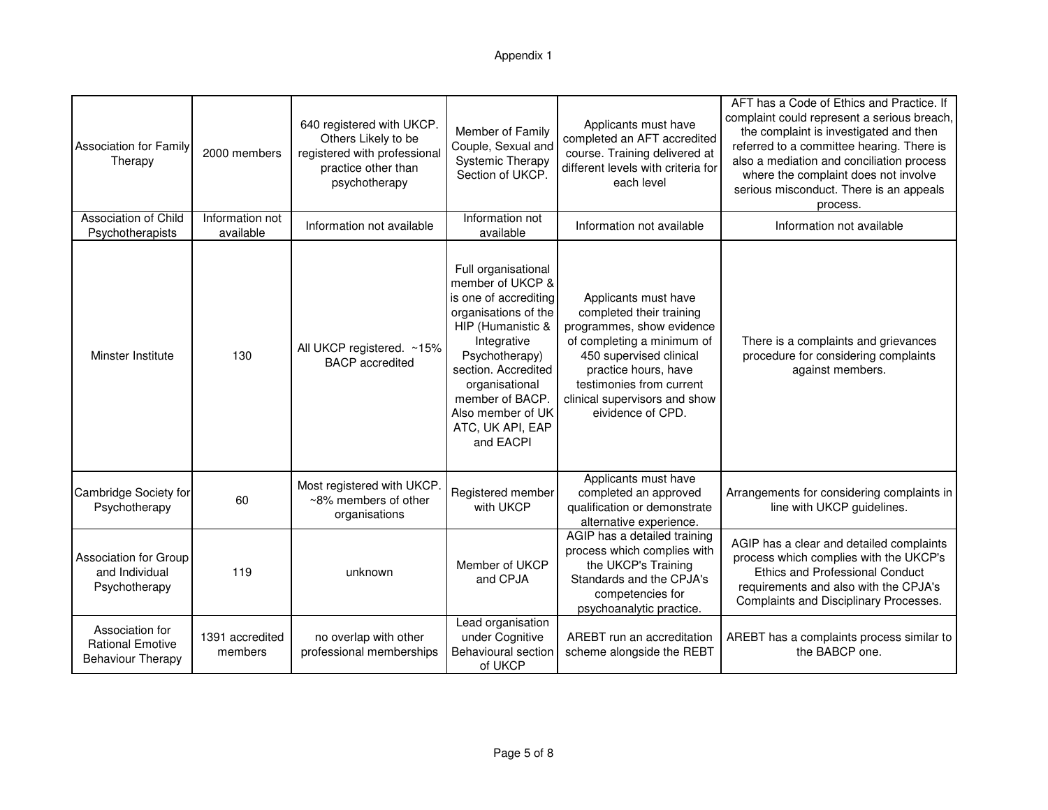Appendix 1

| | | | | | |
|---|---|---|---|---|---|
| Association for Family Therapy | 2000 members | 640 registered with UKCP. Others Likely to be registered with professional practice other than psychotherapy | Member of Family Couple, Sexual and Systemic Therapy Section of UKCP. | Applicants must have completed an AFT accredited course. Training delivered at different levels with criteria for each level | AFT has a Code of Ethics and Practice. If complaint could represent a serious breach, the complaint is investigated and then referred to a committee hearing. There is also a mediation and conciliation process where the complaint does not involve serious misconduct. There is an appeals process. |
| Association of Child Psychotherapists | Information not available | Information not available | Information not available | Information not available | Information not available |
| Minster Institute | 130 | All UKCP registered. ~15% BACP accredited | Full organisational member of UKCP & is one of accrediting organisations of the HIP (Humanistic & Integrative Psychotherapy) section. Accredited organisational member of BACP. Also member of UK ATC, UK API, EAP and EACPI | Applicants must have completed their training programmes, show evidence of completing a minimum of 450 supervised clinical practice hours, have testimonies from current clinical supervisors and show eividence of CPD. | There is a complaints and grievances procedure for considering complaints against members. |
| Cambridge Society for Psychotherapy | 60 | Most registered with UKCP. ~8% members of other organisations | Registered member with UKCP | Applicants must have completed an approved qualification or demonstrate alternative experience. | Arrangements for considering complaints in line with UKCP guidelines. |
| Association for Group and Individual Psychotherapy | 119 | unknown | Member of UKCP and CPJA | AGIP has a detailed training process which complies with the UKCP's Training Standards and the CPJA's competencies for psychoanalytic practice. | AGIP has a clear and detailed complaints process which complies with the UKCP's Ethics and Professional Conduct requirements and also with the CPJA's Complaints and Disciplinary Processes. |
| Association for Rational Emotive Behaviour Therapy | 1391 accredited members | no overlap with other professional memberships | Lead organisation under Cognitive Behavioural section of UKCP | AREBT run an accreditation scheme alongside the REBT | AREBT has a complaints process similar to the BABCP one. |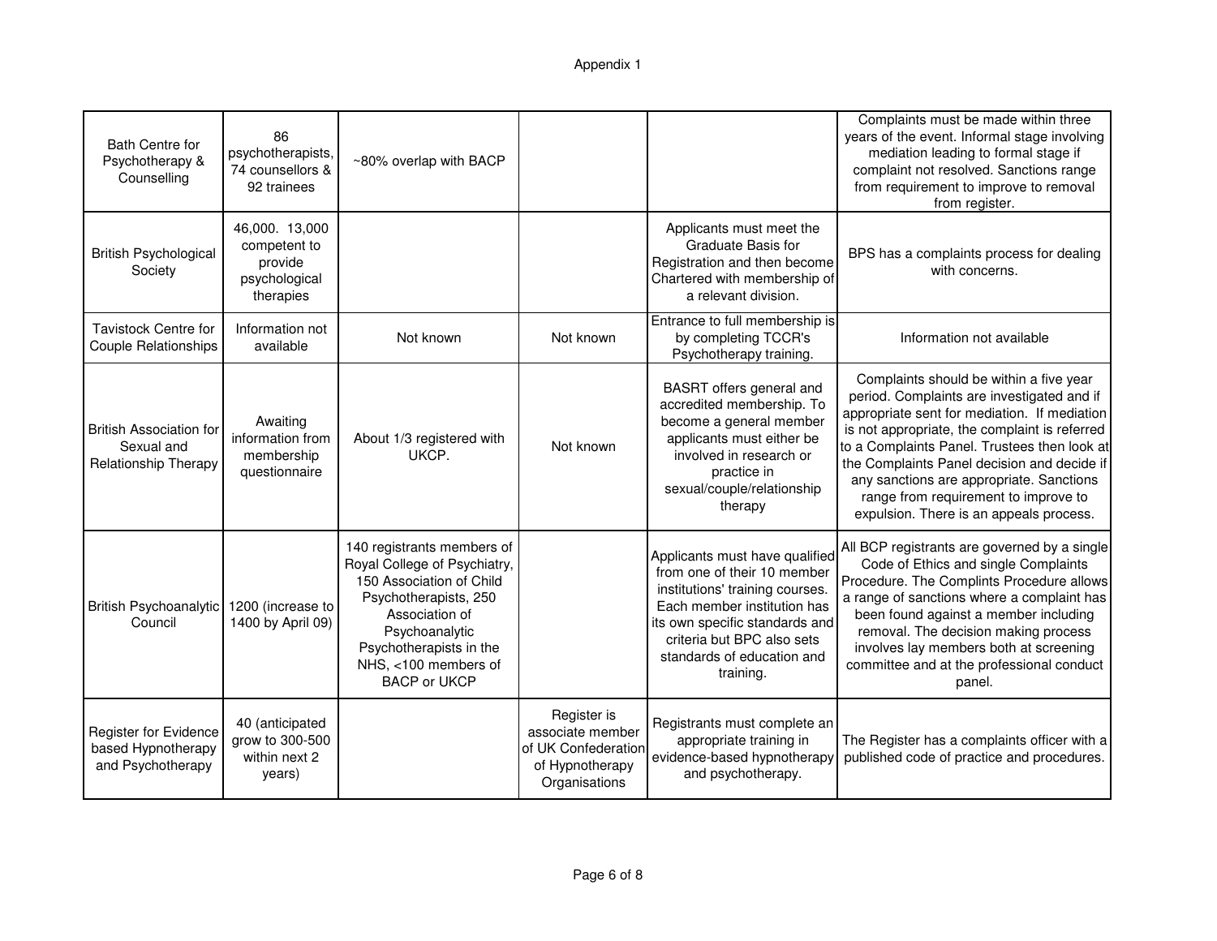Appendix 1

| | | | | | |
|---|---|---|---|---|---|
| Bath Centre for Psychotherapy & Counselling | 86 psychotherapists, 74 counsellors & 92 trainees | ~80% overlap with BACP | | | Complaints must be made within three years of the event. Informal stage involving mediation leading to formal stage if complaint not resolved. Sanctions range from requirement to improve to removal from register. |
| British Psychological Society | 46,000. 13,000 competent to provide psychological therapies | | | Applicants must meet the Graduate Basis for Registration and then become Chartered with membership of a relevant division. | BPS has a complaints process for dealing with concerns. |
| Tavistock Centre for Couple Relationships | Information not available | Not known | Not known | Entrance to full membership is by completing TCCR's Psychotherapy training. | Information not available |
| British Association for Sexual and Relationship Therapy | Awaiting information from membership questionnaire | About 1/3 registered with UKCP. | Not known | BASRT offers general and accredited membership. To become a general member applicants must either be involved in research or practice in sexual/couple/relationship therapy | Complaints should be within a five year period. Complaints are investigated and if appropriate sent for mediation. If mediation is not appropriate, the complaint is referred to a Complaints Panel. Trustees then look at the Complaints Panel decision and decide if any sanctions are appropriate. Sanctions range from requirement to improve to expulsion. There is an appeals process. |
| British Psychoanalytic Council | 1200 (increase to 1400 by April 09) | 140 registrants members of Royal College of Psychiatry, 150 Association of Child Psychotherapists, 250 Association of Psychoanalytic Psychotherapists in the NHS, <100 members of BACP or UKCP | | Applicants must have qualified from one of their 10 member institutions' training courses. Each member institution has its own specific standards and criteria but BPC also sets standards of education and training. | All BCP registrants are governed by a single Code of Ethics and single Complaints Procedure. The Complints Procedure allows a range of sanctions where a complaint has been found against a member including removal. The decision making process involves lay members both at screening committee and at the professional conduct panel. |
| Register for Evidence based Hypnotherapy and Psychotherapy | 40 (anticipated grow to 300-500 within next 2 years) | | Register is associate member of UK Confederation of Hypnotherapy Organisations | Registrants must complete an appropriate training in evidence-based hypnotherapy and psychotherapy. | The Register has a complaints officer with a published code of practice and procedures. |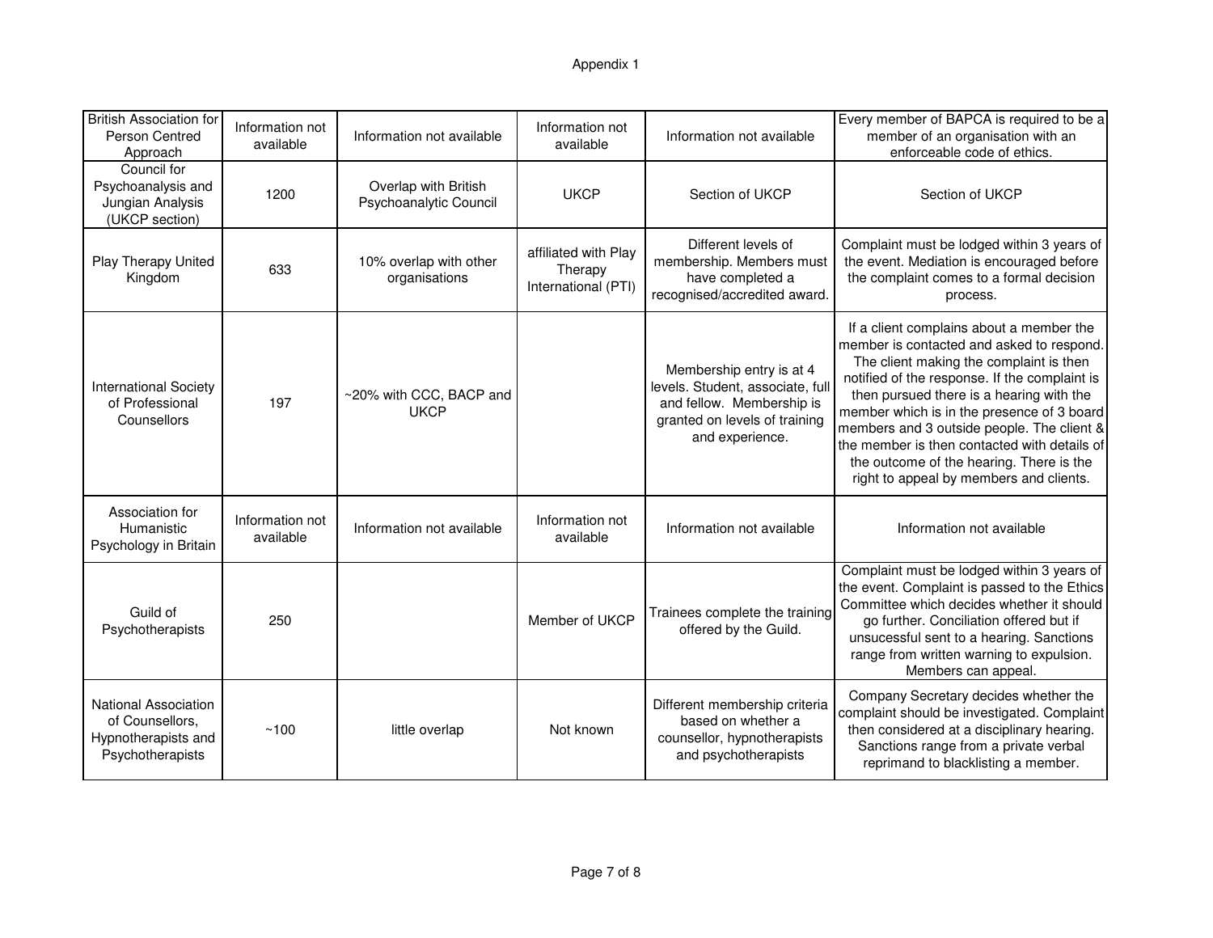Appendix 1

| | | | | | |
|---|---|---|---|---|---|
| British Association for Person Centred Approach | Information not available | Information not available | Information not available | Information not available | Every member of BAPCA is required to be a member of an organisation with an enforceable code of ethics. |
| Council for Psychoanalysis and Jungian Analysis (UKCP section) | 1200 | Overlap with British Psychoanalytic Council | UKCP | Section of UKCP | Section of UKCP |
| Play Therapy United Kingdom | 633 | 10% overlap with other organisations | affiliated with Play Therapy International (PTI) | Different levels of membership. Members must have completed a recognised/accredited award. | Complaint must be lodged within 3 years of the event. Mediation is encouraged before the complaint comes to a formal decision process. |
| International Society of Professional Counsellors | 197 | ~20% with CCC, BACP and UKCP | | Membership entry is at 4 levels. Student, associate, full and fellow. Membership is granted on levels of training and experience. | If a client complains about a member the member is contacted and asked to respond. The client making the complaint is then notified of the response. If the complaint is then pursued there is a hearing with the member which is in the presence of 3 board members and 3 outside people. The client & the member is then contacted with details of the outcome of the hearing. There is the right to appeal by members and clients. |
| Association for Humanistic Psychology in Britain | Information not available | Information not available | Information not available | Information not available | Information not available |
| Guild of Psychotherapists | 250 | | Member of UKCP | Trainees complete the training offered by the Guild. | Complaint must be lodged within 3 years of the event. Complaint is passed to the Ethics Committee which decides whether it should go further. Conciliation offered but if unsucessful sent to a hearing. Sanctions range from written warning to expulsion. Members can appeal. |
| National Association of Counsellors, Hypnotherapists and Psychotherapists | ~100 | little overlap | Not known | Different membership criteria based on whether a counsellor, hypnotherapists and psychotherapists | Company Secretary decides whether the complaint should be investigated. Complaint then considered at a disciplinary hearing. Sanctions range from a private verbal reprimand to blacklisting a member. |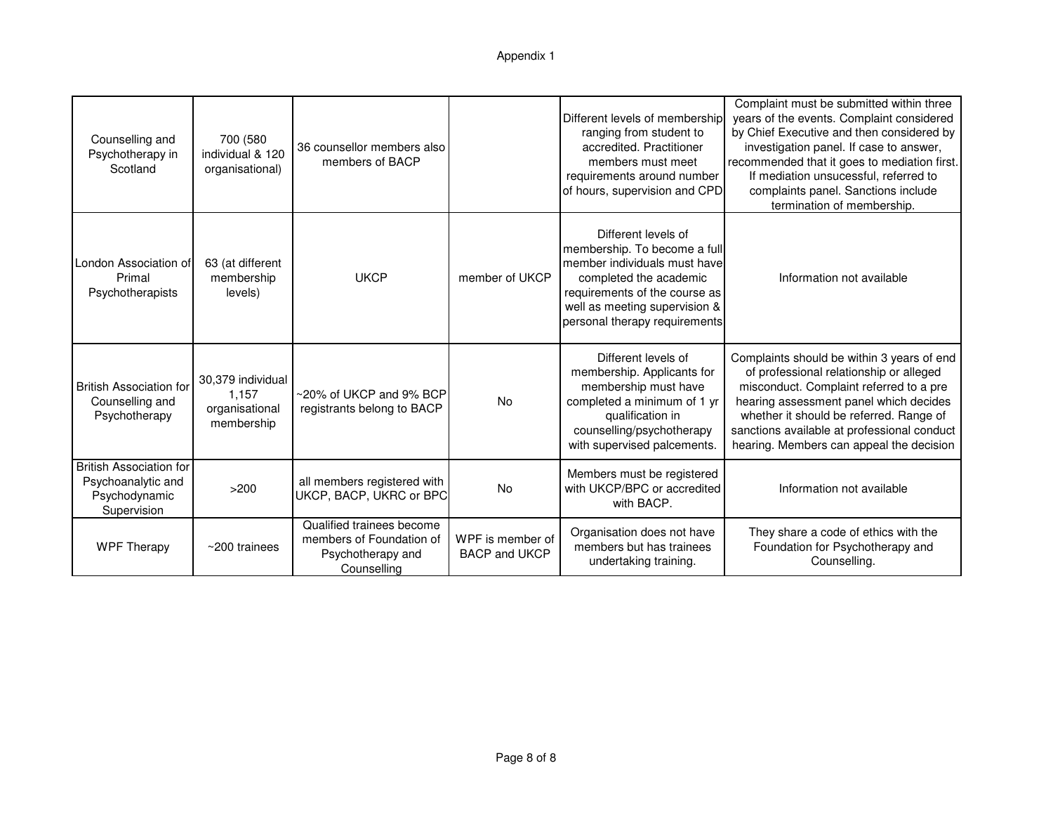Appendix 1

| | | | | | |
|---|---|---|---|---|---|
| Counselling and Psychotherapy in Scotland | 700 (580 individual & 120 organisational) | 36 counsellor members also members of BACP | | Different levels of membership ranging from student to accredited. Practitioner members must meet requirements around number of hours, supervision and CPD | Complaint must be submitted within three years of the events. Complaint considered by Chief Executive and then considered by investigation panel. If case to answer, recommended that it goes to mediation first. If mediation unsucessful, referred to complaints panel. Sanctions include termination of membership. |
| London Association of Primal Psychotherapists | 63 (at different membership levels) | UKCP | member of UKCP | Different levels of membership. To become a full member individuals must have completed the academic requirements of the course as well as meeting supervision & personal therapy requirements | Information not available |
| British Association for Counselling and Psychotherapy | 30,379 individual 1,157 organisational membership | ~20% of UKCP and 9% BCP registrants belong to BACP | No | Different levels of membership. Applicants for membership must have completed a minimum of 1 yr qualification in counselling/psychotherapy with supervised palcements. | Complaints should be within 3 years of end of professional relationship or alleged misconduct. Complaint referred to a pre hearing assessment panel which decides whether it should be referred. Range of sanctions available at professional conduct hearing. Members can appeal the decision |
| British Association for Psychoanalytic and Psychodynamic Supervision | >200 | all members registered with UKCP, BACP, UKRC or BPC | No | Members must be registered with UKCP/BPC or accredited with BACP. | Information not available |
| WPF Therapy | ~200 trainees | Qualified trainees become members of Foundation of Psychotherapy and Counselling | WPF is member of BACP and UKCP | Organisation does not have members but has trainees undertaking training. | They share a code of ethics with the Foundation for Psychotherapy and Counselling. |